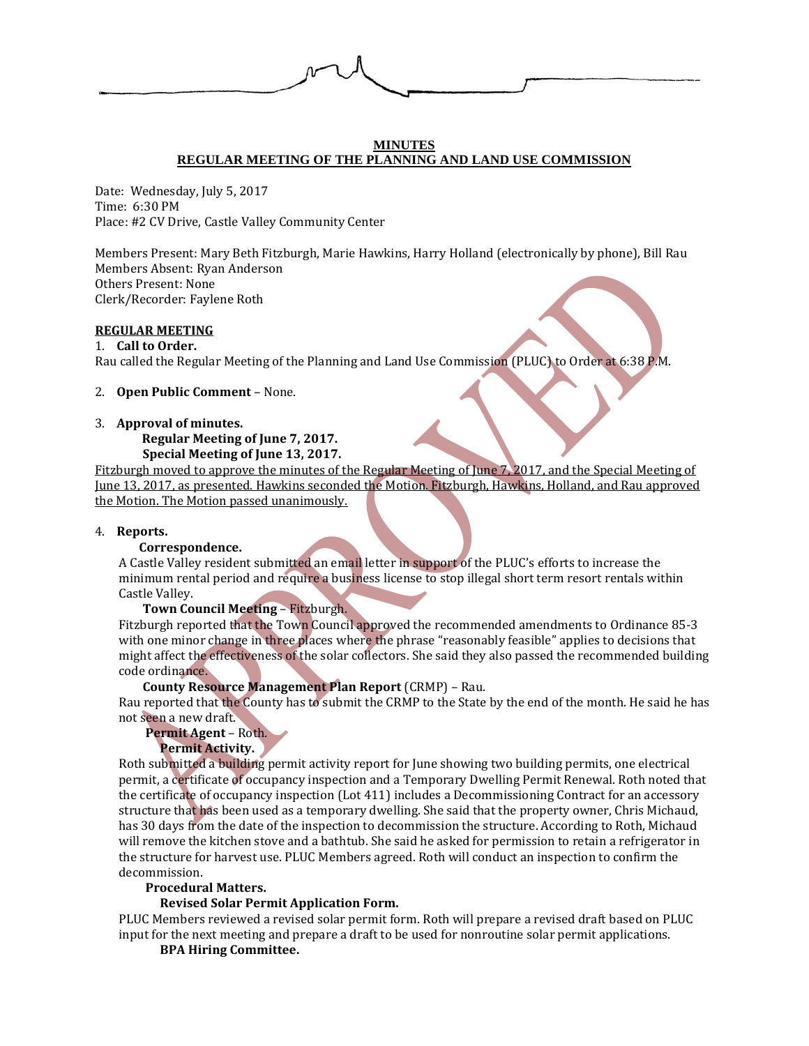**MINUTES**
**REGULAR MEETING OF THE PLANNING AND LAND USE COMMISSION**

Date: Wednesday, July 5, 2017
Time: 6:30 PM
Place: #2 CV Drive, Castle Valley Community Center

Members Present: Mary Beth Fitzburgh, Marie Hawkins, Harry Holland (electronically by phone), Bill Rau
Members Absent: Ryan Anderson
Others Present: None
Clerk/Recorder: Faylene Roth

**REGULAR MEETING**

1. **Call to Order.**
Rau called the Regular Meeting of the Planning and Land Use Commission (PLUC) to Order at 6:38 P.M.

2. **Open Public Comment** – None.

3. **Approval of minutes.**
**Regular Meeting of June 7, 2017.**
**Special Meeting of June 13, 2017.**

Fitzburgh moved to approve the minutes of the Regular Meeting of June 7, 2017, and the Special Meeting of June 13, 2017, as presented. Hawkins seconded the Motion. Fitzburgh, Hawkins, Holland, and Rau approved the Motion. The Motion passed unanimously.

4. **Reports.**

**Correspondence.**
A Castle Valley resident submitted an email letter in support of the PLUC's efforts to increase the minimum rental period and require a business license to stop illegal short term resort rentals within Castle Valley.

**Town Council Meeting** – Fitzburgh.
Fitzburgh reported that the Town Council approved the recommended amendments to Ordinance 85-3 with one minor change in three places where the phrase "reasonably feasible" applies to decisions that might affect the effectiveness of the solar collectors. She said they also passed the recommended building code ordinance.

**County Resource Management Plan Report** (CRMP) – Rau.
Rau reported that the County has to submit the CRMP to the State by the end of the month. He said he has not seen a new draft.

**Permit Agent** – Roth.
**Permit Activity.**
Roth submitted a building permit activity report for June showing two building permits, one electrical permit, a certificate of occupancy inspection and a Temporary Dwelling Permit Renewal. Roth noted that the certificate of occupancy inspection (Lot 411) includes a Decommissioning Contract for an accessory structure that has been used as a temporary dwelling. She said that the property owner, Chris Michaud, has 30 days from the date of the inspection to decommission the structure. According to Roth, Michaud will remove the kitchen stove and a bathtub. She said he asked for permission to retain a refrigerator in the structure for harvest use. PLUC Members agreed. Roth will conduct an inspection to confirm the decommission.

**Procedural Matters.**
**Revised Solar Permit Application Form.**
PLUC Members reviewed a revised solar permit form. Roth will prepare a revised draft based on PLUC input for the next meeting and prepare a draft to be used for nonroutine solar permit applications.

**BPA Hiring Committee.**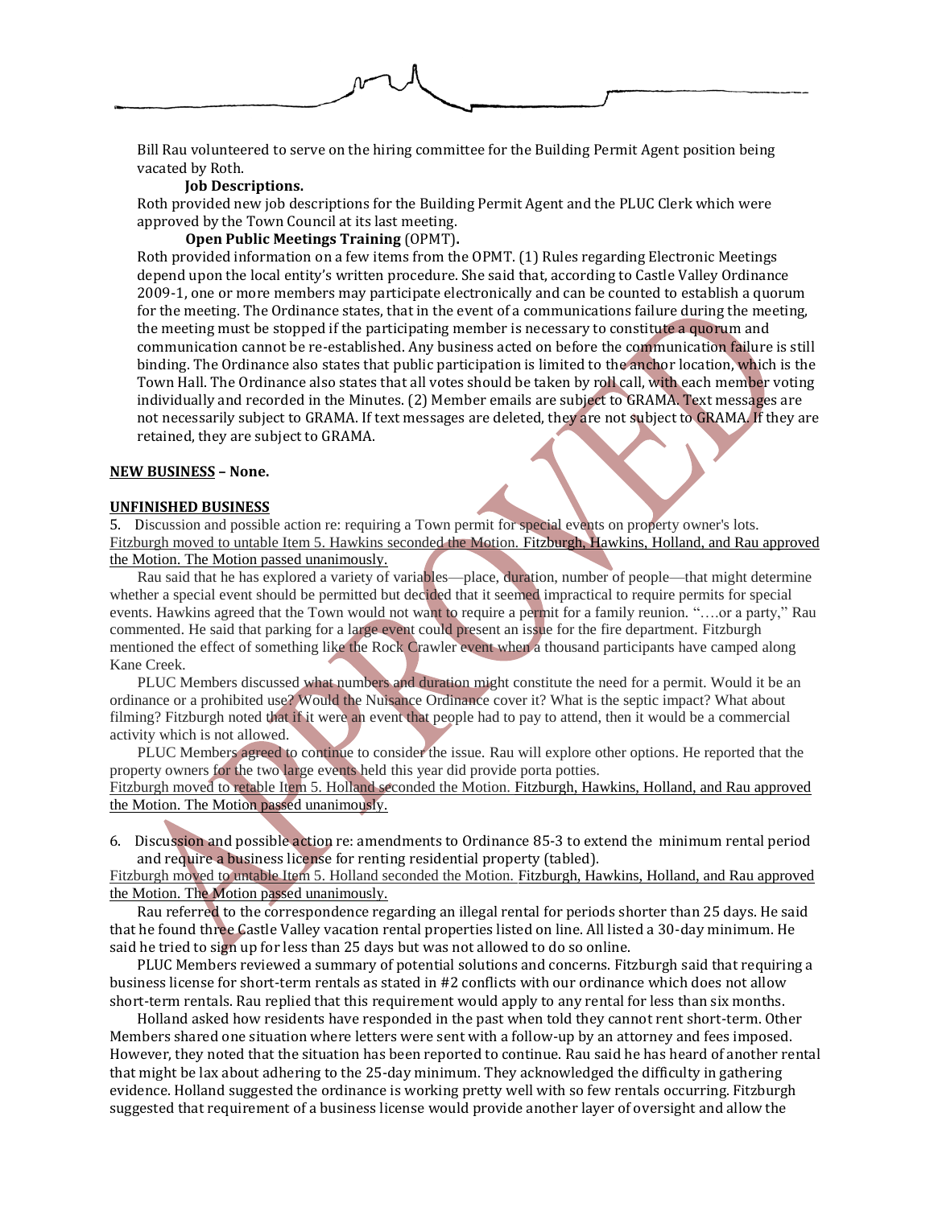Bill Rau volunteered to serve on the hiring committee for the Building Permit Agent position being vacated by Roth.

**Job Descriptions.**

Roth provided new job descriptions for the Building Permit Agent and the PLUC Clerk which were approved by the Town Council at its last meeting.

**Open Public Meetings Training** (OPMT)**.**

Roth provided information on a few items from the OPMT. (1) Rules regarding Electronic Meetings depend upon the local entity's written procedure. She said that, according to Castle Valley Ordinance 2009-1, one or more members may participate electronically and can be counted to establish a quorum for the meeting. The Ordinance states, that in the event of a communications failure during the meeting, the meeting must be stopped if the participating member is necessary to constitute a quorum and communication cannot be re-established. Any business acted on before the communication failure is still binding. The Ordinance also states that public participation is limited to the anchor location, which is the Town Hall. The Ordinance also states that all votes should be taken by roll call, with each member voting individually and recorded in the Minutes. (2) Member emails are subject to GRAMA. Text messages are not necessarily subject to GRAMA. If text messages are deleted, they are not subject to GRAMA. If they are retained, they are subject to GRAMA.

**NEW BUSINESS – None.**

**UNFINISHED BUSINESS**

5. Discussion and possible action re: requiring a Town permit for special events on property owner's lots.

Fitzburgh moved to untable Item 5. Hawkins seconded the Motion. Fitzburgh, Hawkins, Holland, and Rau approved the Motion. The Motion passed unanimously.

Rau said that he has explored a variety of variables—place, duration, number of people—that might determine whether a special event should be permitted but decided that it seemed impractical to require permits for special events. Hawkins agreed that the Town would not want to require a permit for a family reunion. "….or a party," Rau commented. He said that parking for a large event could present an issue for the fire department. Fitzburgh mentioned the effect of something like the Rock Crawler event when a thousand participants have camped along Kane Creek.

PLUC Members discussed what numbers and duration might constitute the need for a permit. Would it be an ordinance or a prohibited use? Would the Nuisance Ordinance cover it? What is the septic impact? What about filming? Fitzburgh noted that if it were an event that people had to pay to attend, then it would be a commercial activity which is not allowed.

PLUC Members agreed to continue to consider the issue. Rau will explore other options. He reported that the property owners for the two large events held this year did provide porta potties.

Fitzburgh moved to retable Item 5. Holland seconded the Motion. Fitzburgh, Hawkins, Holland, and Rau approved the Motion. The Motion passed unanimously.

6. Discussion and possible action re: amendments to Ordinance 85-3 to extend the minimum rental period and require a business license for renting residential property (tabled).

Fitzburgh moved to untable Item 5. Holland seconded the Motion. Fitzburgh, Hawkins, Holland, and Rau approved the Motion. The Motion passed unanimously.

Rau referred to the correspondence regarding an illegal rental for periods shorter than 25 days. He said that he found three Castle Valley vacation rental properties listed on line. All listed a 30-day minimum. He said he tried to sign up for less than 25 days but was not allowed to do so online.

PLUC Members reviewed a summary of potential solutions and concerns. Fitzburgh said that requiring a business license for short-term rentals as stated in #2 conflicts with our ordinance which does not allow short-term rentals. Rau replied that this requirement would apply to any rental for less than six months.

Holland asked how residents have responded in the past when told they cannot rent short-term. Other Members shared one situation where letters were sent with a follow-up by an attorney and fees imposed. However, they noted that the situation has been reported to continue. Rau said he has heard of another rental that might be lax about adhering to the 25-day minimum. They acknowledged the difficulty in gathering evidence. Holland suggested the ordinance is working pretty well with so few rentals occurring. Fitzburgh suggested that requirement of a business license would provide another layer of oversight and allow the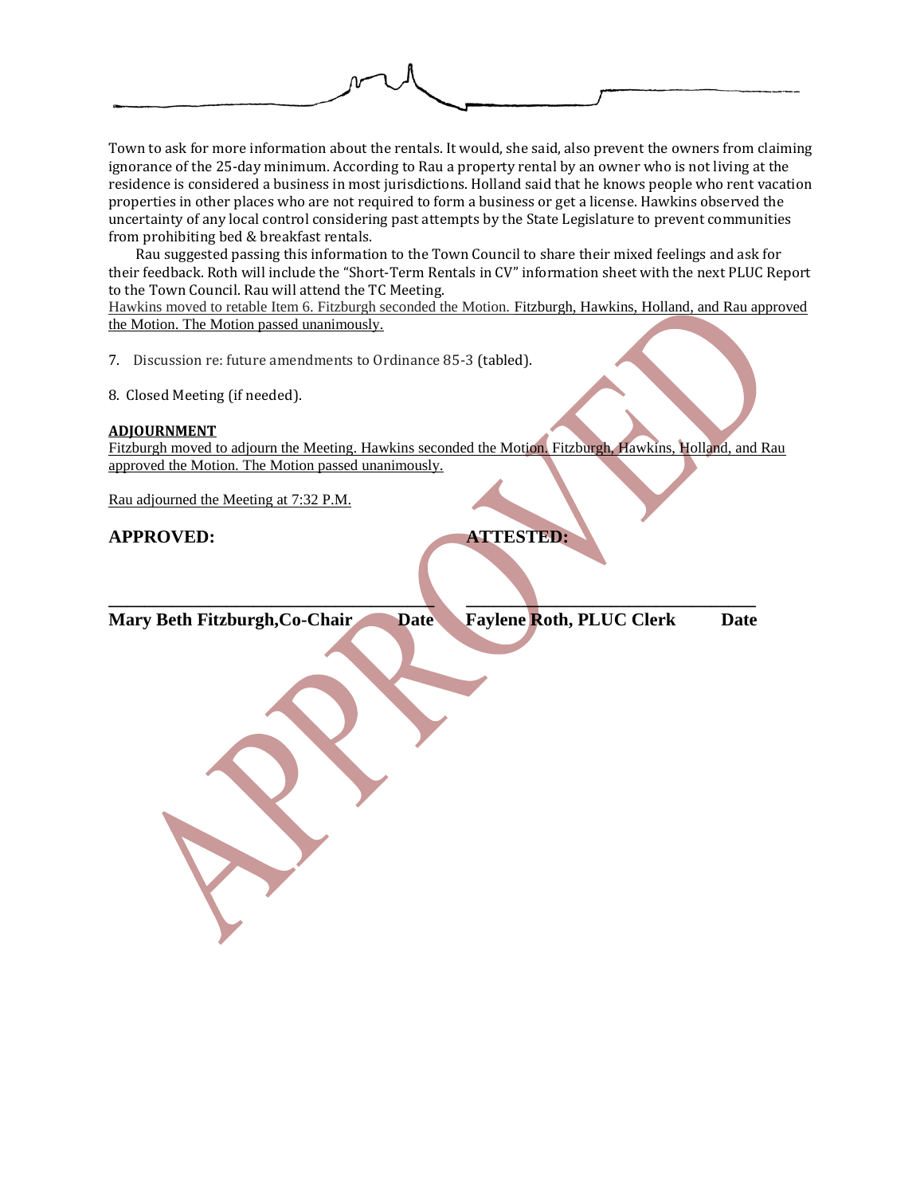Town to ask for more information about the rentals. It would, she said, also prevent the owners from claiming ignorance of the 25-day minimum. According to Rau a property rental by an owner who is not living at the residence is considered a business in most jurisdictions. Holland said that he knows people who rent vacation properties in other places who are not required to form a business or get a license. Hawkins observed the uncertainty of any local control considering past attempts by the State Legislature to prevent communities from prohibiting bed & breakfast rentals.

Rau suggested passing this information to the Town Council to share their mixed feelings and ask for their feedback. Roth will include the "Short-Term Rentals in CV" information sheet with the next PLUC Report to the Town Council. Rau will attend the TC Meeting.

Hawkins moved to retable Item 6. Fitzburgh seconded the Motion. Fitzburgh, Hawkins, Holland, and Rau approved the Motion. The Motion passed unanimously.

7. Discussion re: future amendments to Ordinance 85-3 (tabled).

8. Closed Meeting (if needed).

**ADJOURNMENT**

Fitzburgh moved to adjourn the Meeting. Hawkins seconded the Motion. Fitzburgh, Hawkins, Holland, and Rau approved the Motion. The Motion passed unanimously.

Rau adjourned the Meeting at 7:32 P.M.

**APPROVED:** **ATTESTED:**

\_\_\_\_\_\_\_\_\_\_\_\_\_\_\_\_\_\_\_\_\_\_\_\_\_\_\_\_\_\_\_\_\_\_\_\_ \_\_\_\_\_\_\_\_\_\_\_\_\_\_\_\_\_\_\_\_\_\_\_\_\_\_\_\_\_\_\_\_\_\_\_\_

**Mary Beth Fitzburgh, Co-Chair Date** **Faylene Roth, PLUC Clerk Date**

APPROVED